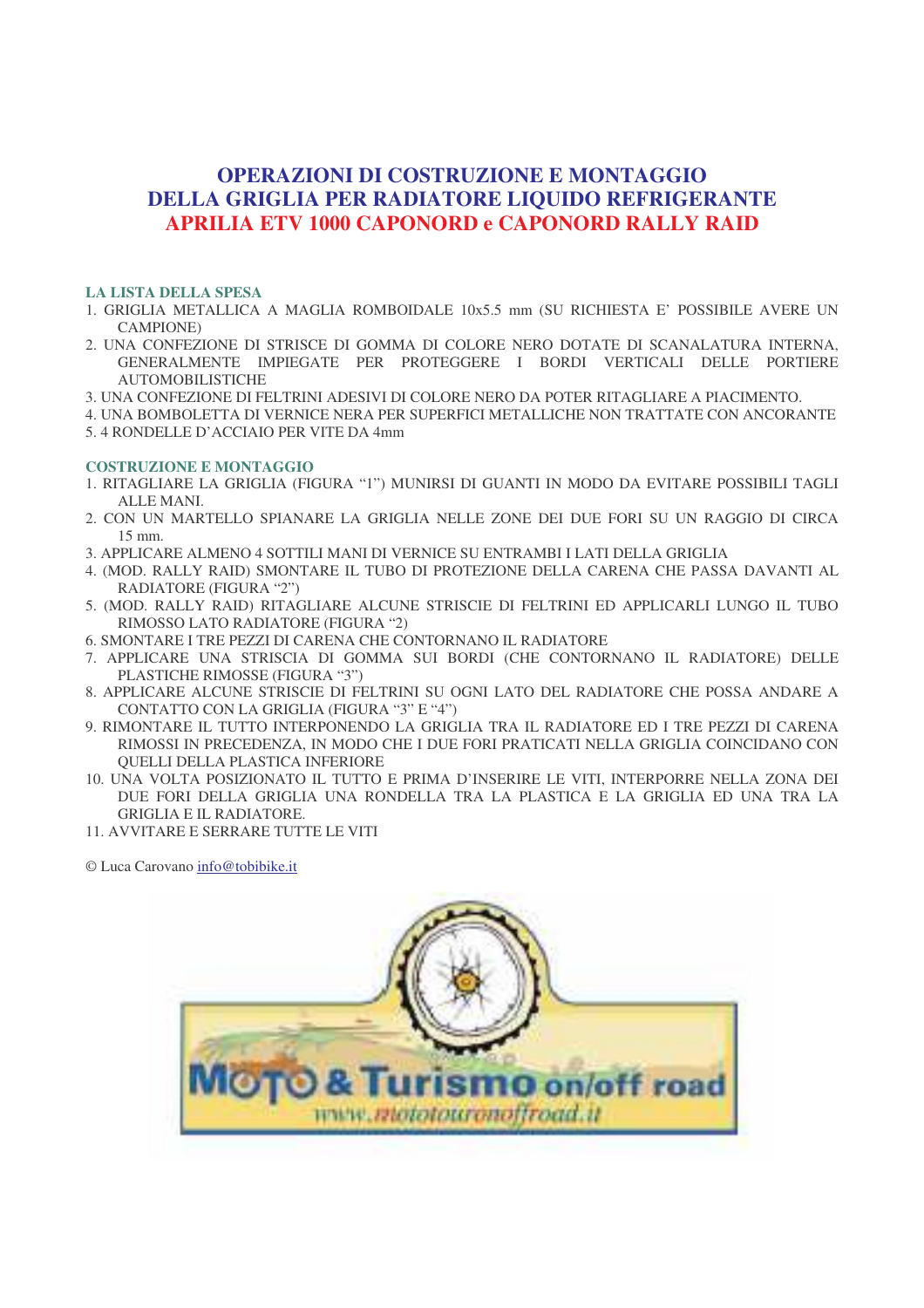# OPERAZIONI DI COSTRUZIONE E MONTAGGIO
# DELLA GRIGLIA PER RADIATORE LIQUIDO REFRIGERANTE
# APRILIA ETV 1000 CAPONORD e CAPONORD RALLY RAID

## LA LISTA DELLA SPESA

1. GRIGLIA METALLICA A MAGLIA ROMBOIDALE 10x5.5 mm (SU RICHIESTA E' POSSIBILE AVERE UN CAMPIONE)
2. UNA CONFEZIONE DI STRISCE DI GOMMA DI COLORE NERO DOTATE DI SCANALATURA INTERNA, GENERALMENTE IMPIEGATE PER PROTEGGERE I BORDI VERTICALI DELLE PORTIERE AUTOMOBILISTICHE
3. UNA CONFEZIONE DI FELTRINI ADESIVI DI COLORE NERO DA POTER RITAGLIARE A PIACIMENTO.
4. UNA BOMBOLETTA DI VERNICE NERA PER SUPERFICI METALLICHE NON TRATTATE CON ANCORANTE
5. 4 RONDELLE D'ACCIAIO PER VITE DA 4mm

## COSTRUZIONE E MONTAGGIO

1. RITAGLIARE LA GRIGLIA (FIGURA "1") MUNIRSI DI GUANTI IN MODO DA EVITARE POSSIBILI TAGLI ALLE MANI.
2. CON UN MARTELLO SPIANARE LA GRIGLIA NELLE ZONE DEI DUE FORI SU UN RAGGIO DI CIRCA 15 mm.
3. APPLICARE ALMENO 4 SOTTILI MANI DI VERNICE SU ENTRAMBI I LATI DELLA GRIGLIA
4. (MOD. RALLY RAID) SMONTARE IL TUBO DI PROTEZIONE DELLA CARENA CHE PASSA DAVANTI AL RADIATORE (FIGURA "2")
5. (MOD. RALLY RAID) RITAGLIARE ALCUNE STRISCIE DI FELTRINI ED APPLICARLI LUNGO IL TUBO RIMOSSO LATO RADIATORE (FIGURA "2)
6. SMONTARE I TRE PEZZI DI CARENA CHE CONTORNANO IL RADIATORE
7. APPLICARE UNA STRISCIA DI GOMMA SUI BORDI (CHE CONTORNANO IL RADIATORE) DELLE PLASTICHE RIMOSSE (FIGURA "3")
8. APPLICARE ALCUNE STRISCIE DI FELTRINI SU OGNI LATO DEL RADIATORE CHE POSSA ANDARE A CONTATTO CON LA GRIGLIA (FIGURA "3" E "4")
9. RIMONTARE IL TUTTO INTERPONENDO LA GRIGLIA TRA IL RADIATORE ED I TRE PEZZI DI CARENA RIMOSSI IN PRECEDENZA, IN MODO CHE I DUE FORI PRATICATI NELLA GRIGLIA COINCIDANO CON QUELLI DELLA PLASTICA INFERIORE
10. UNA VOLTA POSIZIONATO IL TUTTO E PRIMA D'INSERIRE LE VITI, INTERPORRE NELLA ZONA DEI DUE FORI DELLA GRIGLIA UNA RONDELLA TRA LA PLASTICA E LA GRIGLIA ED UNA TRA LA GRIGLIA E IL RADIATORE.
11. AVVITARE E SERRARE TUTTE LE VITI

© Luca Carovano info@tobibike.it

MOTO & Turismo on/off road
www.mototouronoffroad.it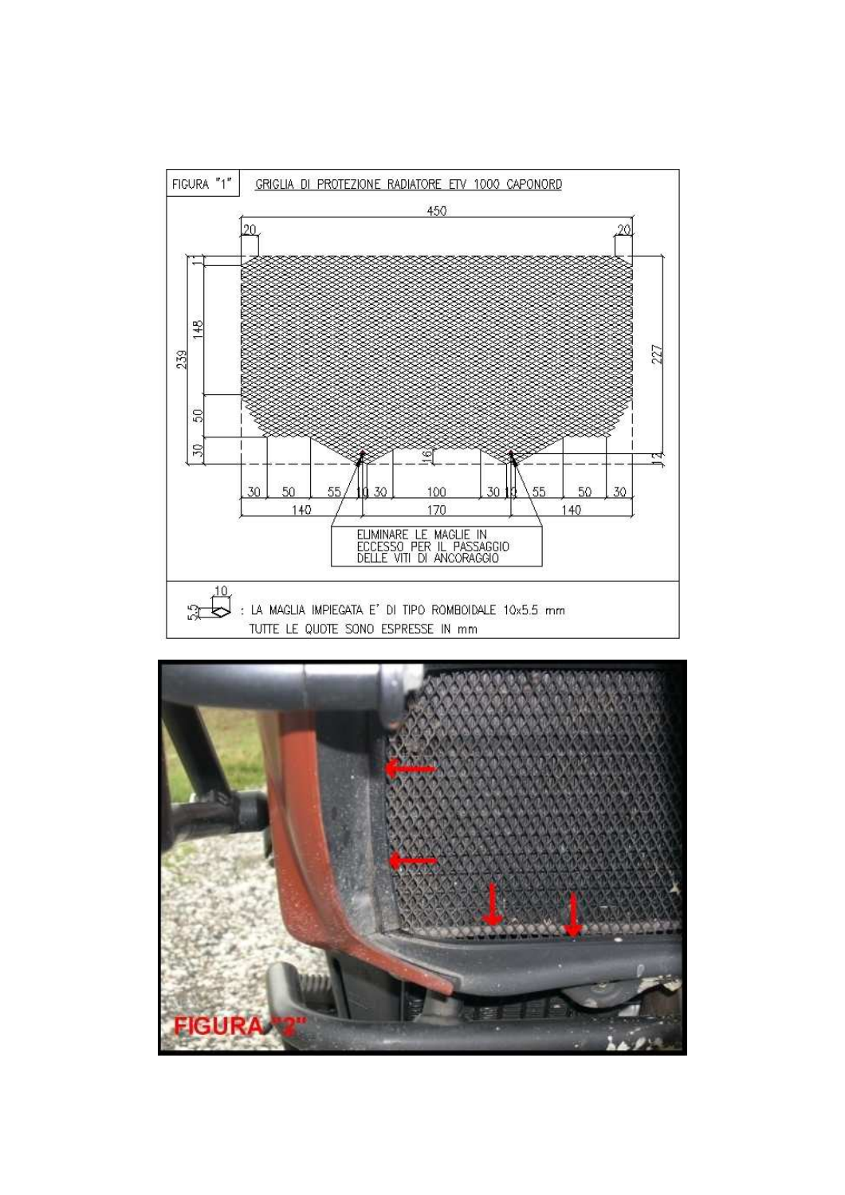FIGURA "1" GRIGLIA DI PROTEZIONE RADIATORE ETV 1000 CAPONORD

450

20 20

11

148

239

50

30

227

16

12

30 50 55 10 30 100 30 10 55 50 30

140 170 140

ELIMINARE LE MAGLIE IN ECCESSO PER IL PASSAGGIO DELLE VITI DI ANCORAGGIO

10

5.5 : LA MAGLIA IMPIEGATA E' DI TIPO ROMBOIDALE 10x5.5 mm

TUTTE LE QUOTE SONO ESPRESSE IN mm

FIGURA "2"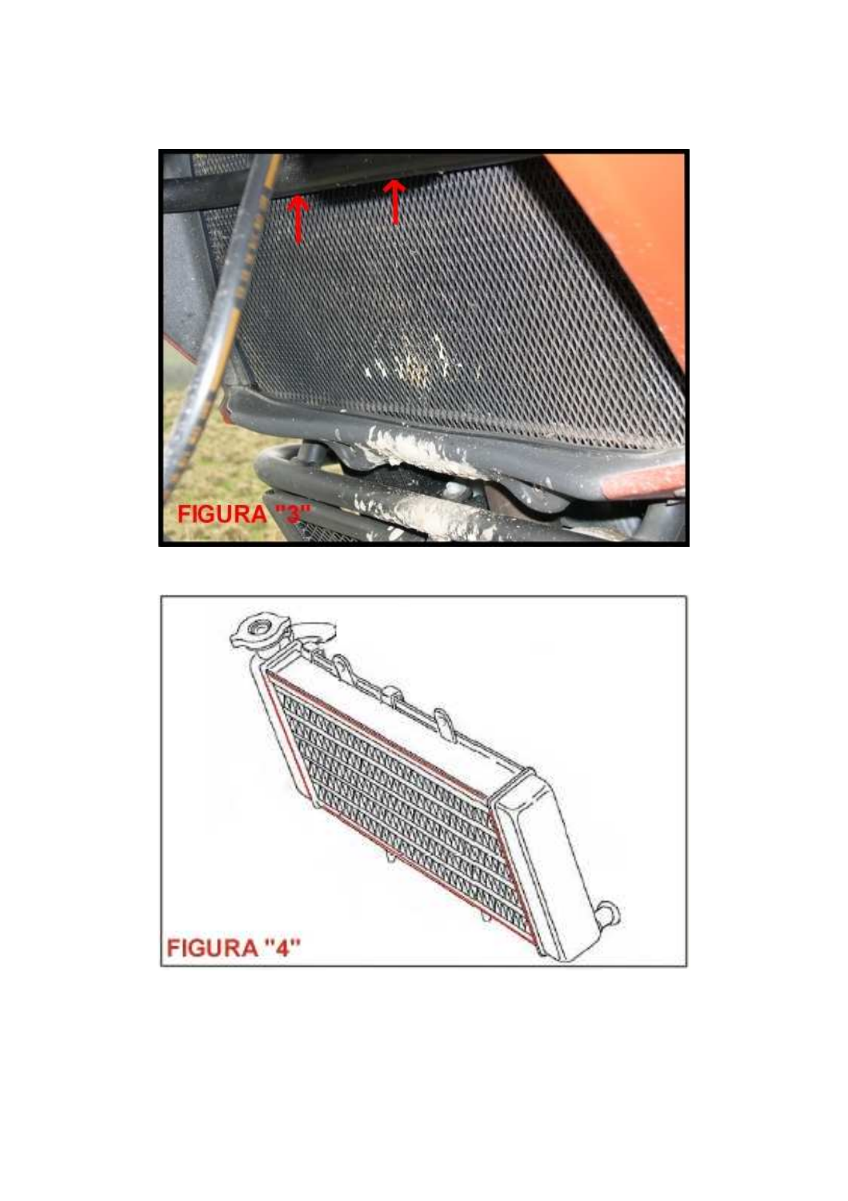FIGURA "3"

FIGURA "4"